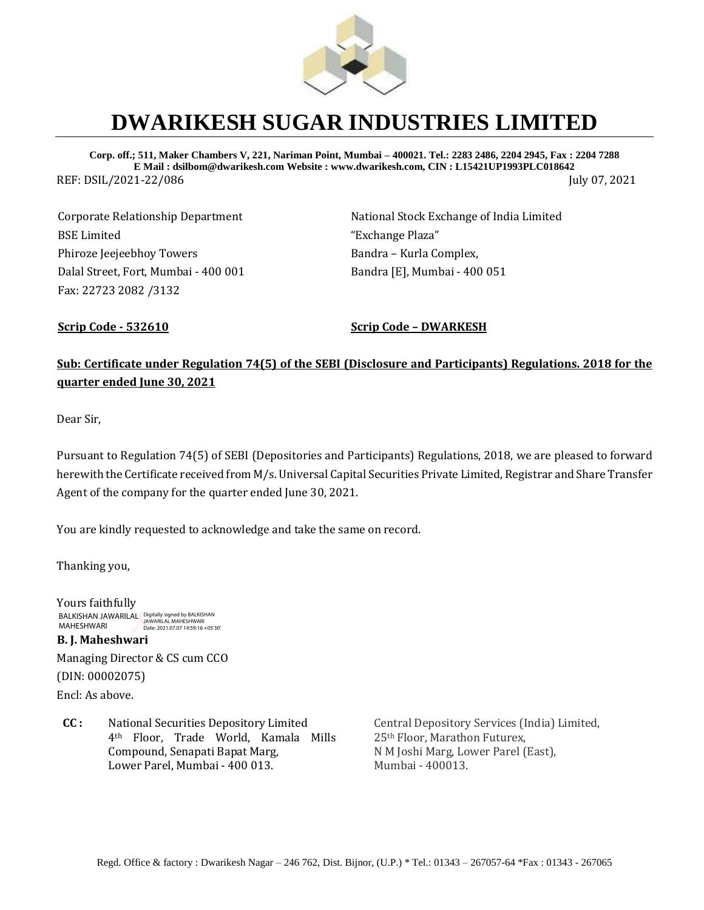# DWARIKESH SUGAR INDUSTRIES LIMITED

**Corp. off.; 511, Maker Chambers V, 221, Nariman Point, Mumbai – 400021. Tel.: 2283 2486, 2204 2945, Fax : 2204 7288**
**E Mail : dsilbom@dwarikesh.com Website : www.dwarikesh.com, CIN : L15421UP1993PLC018642**

REF: DSIL/2021-22/086 July 07, 2021

Corporate Relationship Department
BSE Limited
Phiroze Jeejeebhoy Towers
Dalal Street, Fort, Mumbai - 400 001
Fax: 22723 2082 /3132

**Scrip Code - 532610**

National Stock Exchange of India Limited
"Exchange Plaza"
Bandra – Kurla Complex,
Bandra [E], Mumbai - 400 051

**Scrip Code – DWARKESH**

**Sub: Certificate under Regulation 74(5) of the SEBI (Disclosure and Participants) Regulations. 2018 for the quarter ended June 30, 2021**

Dear Sir,

Pursuant to Regulation 74(5) of SEBI (Depositories and Participants) Regulations, 2018, we are pleased to forward herewith the Certificate received from M/s. Universal Capital Securities Private Limited, Registrar and Share Transfer Agent of the company for the quarter ended June 30, 2021.

You are kindly requested to acknowledge and take the same on record.

Thanking you,

Yours faithfully

BALKISHAN JAWARILAL MAHESHWARI
Digitally signed by BALKISHAN JAWARILAL MAHESHWARI
Date: 2021.07.07 14:59:16 +05'30'

**B. J. Maheshwari**
Managing Director & CS cum CCO
(DIN: 00002075)
Encl: As above.

**CC :** National Securities Depository Limited
4th Floor, Trade World, Kamala Mills Compound, Senapati Bapat Marg,
Lower Parel, Mumbai - 400 013.

Central Depository Services (India) Limited,
25th Floor, Marathon Futurex,
N M Joshi Marg, Lower Parel (East),
Mumbai - 400013.

Regd. Office & factory : Dwarikesh Nagar – 246 762, Dist. Bijnor, (U.P.) * Tel.: 01343 – 267057-64 *Fax : 01343 - 267065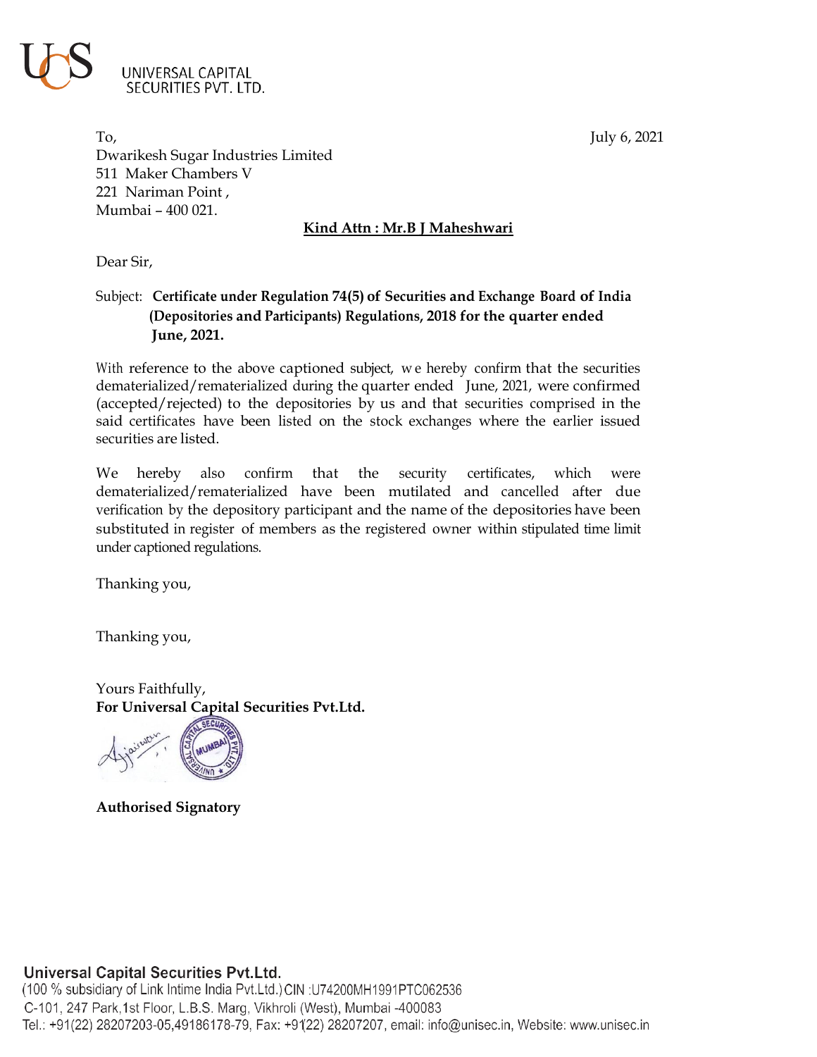UNIVERSAL CAPITAL SECURITIES PVT. LTD.

To,
Dwarikesh Sugar Industries Limited
511 Maker Chambers V
221 Nariman Point ,
Mumbai – 400 021.

July 6, 2021

**Kind Attn : Mr.B J Maheshwari**

Dear Sir,

Subject: **Certificate under Regulation 74(5) of Securities and Exchange Board of India (Depositories and Participants) Regulations, 2018 for the quarter ended June, 2021.**

With reference to the above captioned subject, we hereby confirm that the securities dematerialized/rematerialized during the quarter ended June, 2021, were confirmed (accepted/rejected) to the depositories by us and that securities comprised in the said certificates have been listed on the stock exchanges where the earlier issued securities are listed.

We hereby also confirm that the security certificates, which were dematerialized/rematerialized have been mutilated and cancelled after due verification by the depository participant and the name of the depositories have been substituted in register of members as the registered owner within stipulated time limit under captioned regulations.

Thanking you,

Thanking you,

Yours Faithfully,
**For Universal Capital Securities Pvt.Ltd.**

**Authorised Signatory**

**Universal Capital Securities Pvt.Ltd.**
(100 % subsidiary of Link Intime India Pvt.Ltd.) CIN :U74200MH1991PTC062536
C-101, 247 Park, 1st Floor, L.B.S. Marg, Vikhroli (West), Mumbai -400083
Tel.: +91(22) 28207203-05,49186178-79, Fax: +91(22) 28207207, email: info@unisec.in, Website: www.unisec.in